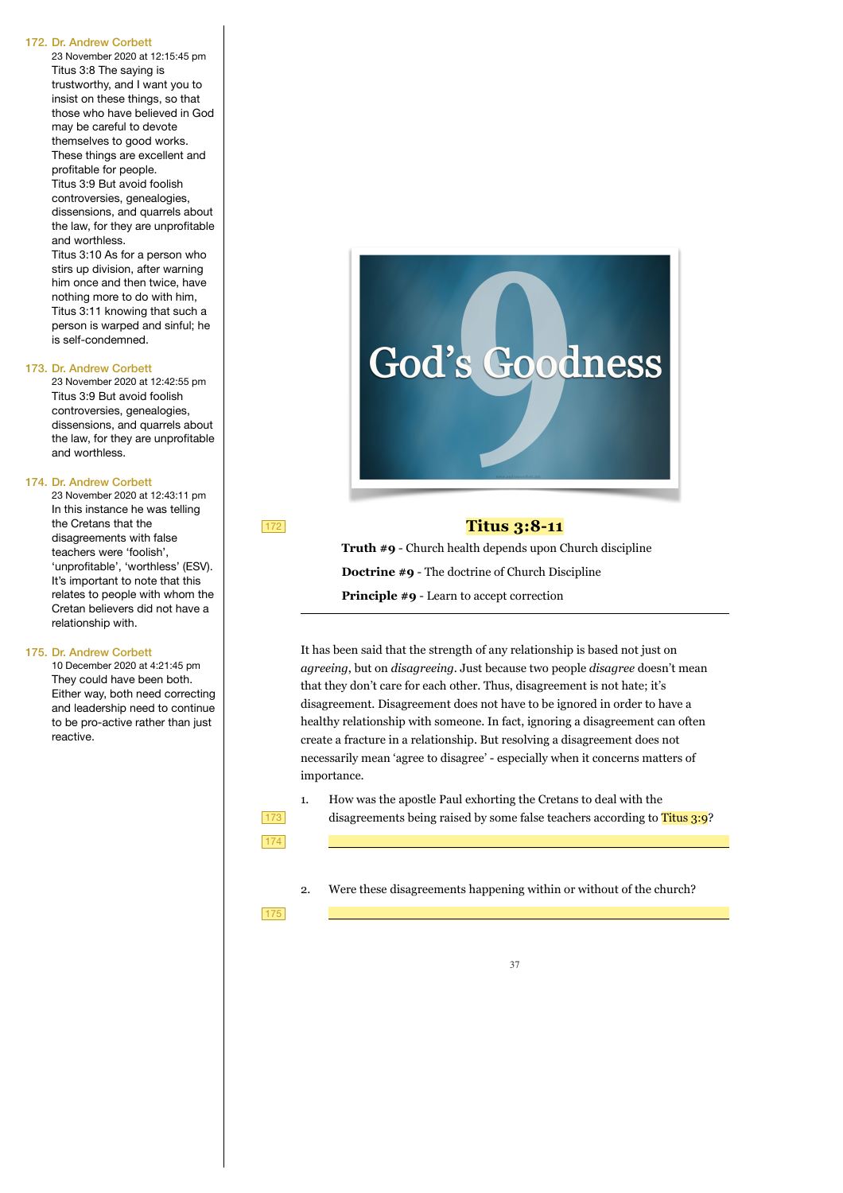172. Dr. Andrew Corbett
23 November 2020 at 12:15:45 pm
Titus 3:8 The saying is trustworthy, and I want you to insist on these things, so that those who have believed in God may be careful to devote themselves to good works. These things are excellent and profitable for people.
Titus 3:9 But avoid foolish controversies, genealogies, dissensions, and quarrels about the law, for they are unprofitable and worthless.
Titus 3:10 As for a person who stirs up division, after warning him once and then twice, have nothing more to do with him,
Titus 3:11 knowing that such a person is warped and sinful; he is self-condemned.

173. Dr. Andrew Corbett
23 November 2020 at 12:42:55 pm
Titus 3:9 But avoid foolish controversies, genealogies, dissensions, and quarrels about the law, for they are unprofitable and worthless.

174. Dr. Andrew Corbett
23 November 2020 at 12:43:11 pm
In this instance he was telling the Cretans that the disagreements with false teachers were 'foolish', 'unprofitable', 'worthless' (ESV). It's important to note that this relates to people with whom the Cretan believers did not have a relationship with.

175. Dr. Andrew Corbett
10 December 2020 at 4:21:45 pm
They could have been both. Either way, both need correcting and leadership need to continue to be pro-active rather than just reactive.

# God's Goodness 9

## Titus 3:8-11

**Truth #9** - Church health depends upon Church discipline

**Doctrine #9** - The doctrine of Church Discipline

**Principle #9** - Learn to accept correction

---

It has been said that the strength of any relationship is based not just on *agreeing*, but on *disagreeing*. Just because two people *disagree* doesn't mean that they don't care for each other. Thus, disagreement is not hate; it's disagreement. Disagreement does not have to be ignored in order to have a healthy relationship with someone. In fact, ignoring a disagreement can often create a fracture in a relationship. But resolving a disagreement does not necessarily mean 'agree to disagree' - especially when it concerns matters of importance.

1. How was the apostle Paul exhorting the Cretans to deal with the disagreements being raised by some false teachers according to Titus 3:9?

2. Were these disagreements happening within or without of the church?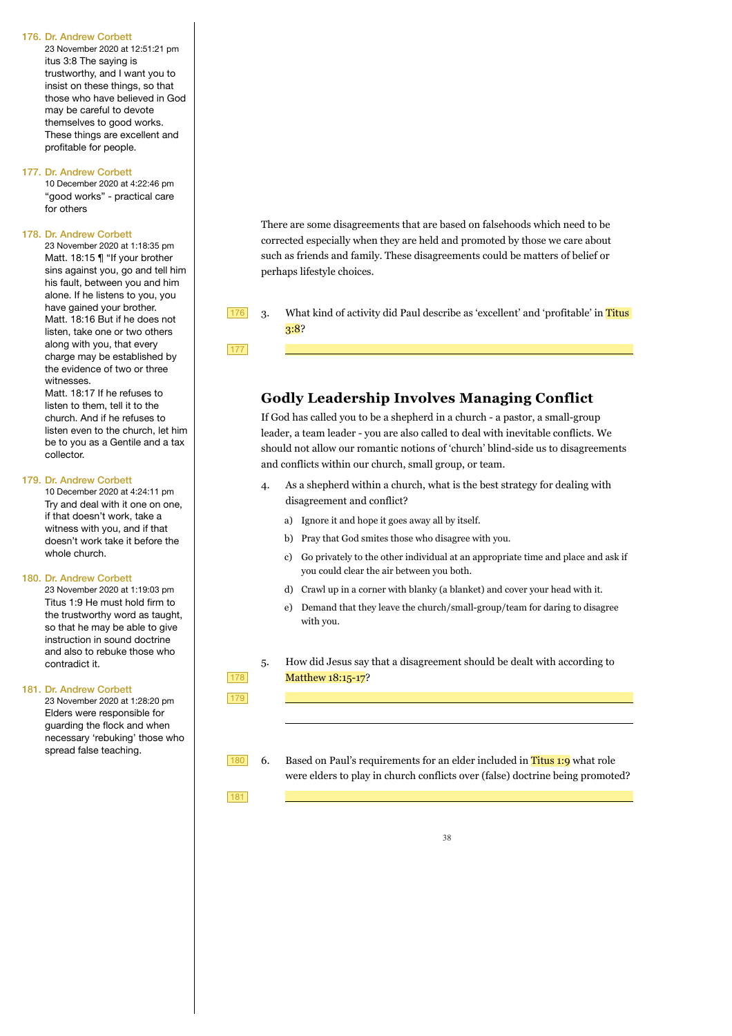There are some disagreements that are based on falsehoods which need to be corrected especially when they are held and promoted by those we care about such as friends and family. These disagreements could be matters of belief or perhaps lifestyle choices.

3. What kind of activity did Paul describe as 'excellent' and 'profitable' in Titus 3:8?

## Godly Leadership Involves Managing Conflict

If God has called you to be a shepherd in a church - a pastor, a small-group leader, a team leader - you are also called to deal with inevitable conflicts. We should not allow our romantic notions of 'church' blind-side us to disagreements and conflicts within our church, small group, or team.

4. As a shepherd within a church, what is the best strategy for dealing with disagreement and conflict?

   a) Ignore it and hope it goes away all by itself.
   
   b) Pray that God smites those who disagree with you.
   
   c) Go privately to the other individual at an appropriate time and place and ask if you could clear the air between you both.
   
   d) Crawl up in a corner with blanky (a blanket) and cover your head with it.
   
   e) Demand that they leave the church/small-group/team for daring to disagree with you.

5. How did Jesus say that a disagreement should be dealt with according to Matthew 18:15-17?

6. Based on Paul's requirements for an elder included in Titus 1:9 what role were elders to play in church conflicts over (false) doctrine being promoted?

---

**176. Dr. Andrew Corbett**
23 November 2020 at 12:51:21 pm
itus 3:8 The saying is trustworthy, and I want you to insist on these things, so that those who have believed in God may be careful to devote themselves to good works. These things are excellent and profitable for people.

**177. Dr. Andrew Corbett**
10 December 2020 at 4:22:46 pm
"good works" - practical care for others

**178. Dr. Andrew Corbett**
23 November 2020 at 1:18:35 pm
Matt. 18:15 ¶ "If your brother sins against you, go and tell him his fault, between you and him alone. If he listens to you, you have gained your brother.
Matt. 18:16 But if he does not listen, take one or two others along with you, that every charge may be established by the evidence of two or three witnesses.
Matt. 18:17 If he refuses to listen to them, tell it to the church. And if he refuses to listen even to the church, let him be to you as a Gentile and a tax collector.

**179. Dr. Andrew Corbett**
10 December 2020 at 4:24:11 pm
Try and deal with it one on one, if that doesn't work, take a witness with you, and if that doesn't work take it before the whole church.

**180. Dr. Andrew Corbett**
23 November 2020 at 1:19:03 pm
Titus 1:9 He must hold firm to the trustworthy word as taught, so that he may be able to give instruction in sound doctrine and also to rebuke those who contradict it.

**181. Dr. Andrew Corbett**
23 November 2020 at 1:28:20 pm
Elders were responsible for guarding the flock and when necessary 'rebuking' those who spread false teaching.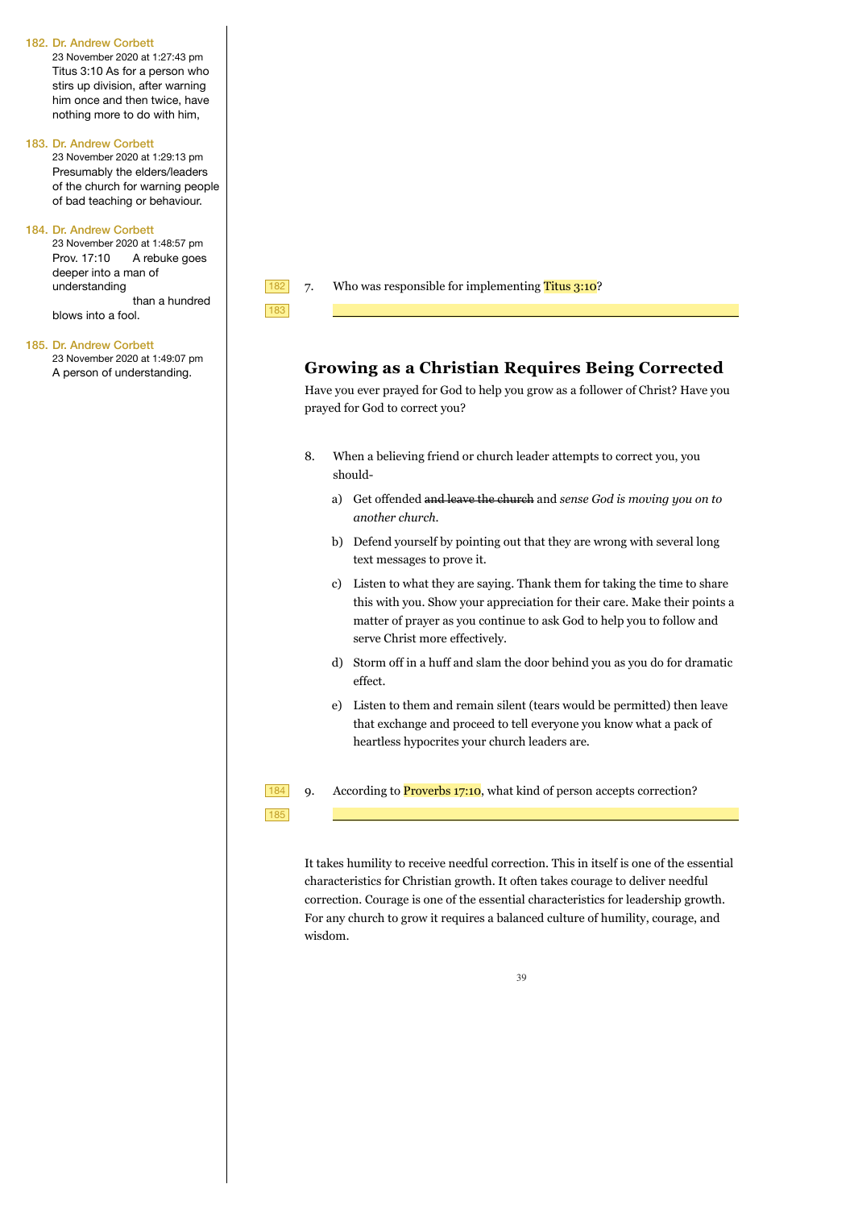182. Dr. Andrew Corbett
23 November 2020 at 1:27:43 pm
Titus 3:10 As for a person who stirs up division, after warning him once and then twice, have nothing more to do with him,

183. Dr. Andrew Corbett
23 November 2020 at 1:29:13 pm
Presumably the elders/leaders of the church for warning people of bad teaching or behaviour.

184. Dr. Andrew Corbett
23 November 2020 at 1:48:57 pm
Prov. 17:10 A rebuke goes deeper into a man of understanding than a hundred blows into a fool.

185. Dr. Andrew Corbett
23 November 2020 at 1:49:07 pm
A person of understanding.

7. Who was responsible for implementing Titus 3:10?

\_\_\_\_\_\_\_\_\_\_\_\_\_\_\_\_\_\_\_\_\_\_\_\_\_\_\_\_\_\_\_\_\_\_\_\_\_\_\_\_

## Growing as a Christian Requires Being Corrected

Have you ever prayed for God to help you grow as a follower of Christ? Have you prayed for God to correct you?

8. When a believing friend or church leader attempts to correct you, you should-

   a) Get offended ~~and leave the church~~ and *sense God is moving you on to another church.*

   b) Defend yourself by pointing out that they are wrong with several long text messages to prove it.

   c) Listen to what they are saying. Thank them for taking the time to share this with you. Show your appreciation for their care. Make their points a matter of prayer as you continue to ask God to help you to follow and serve Christ more effectively.

   d) Storm off in a huff and slam the door behind you as you do for dramatic effect.

   e) Listen to them and remain silent (tears would be permitted) then leave that exchange and proceed to tell everyone you know what a pack of heartless hypocrites your church leaders are.

9. According to Proverbs 17:10, what kind of person accepts correction?

\_\_\_\_\_\_\_\_\_\_\_\_\_\_\_\_\_\_\_\_\_\_\_\_\_\_\_\_\_\_\_\_\_\_\_\_\_\_\_\_

It takes humility to receive needful correction. This in itself is one of the essential characteristics for Christian growth. It often takes courage to deliver needful correction. Courage is one of the essential characteristics for leadership growth. For any church to grow it requires a balanced culture of humility, courage, and wisdom.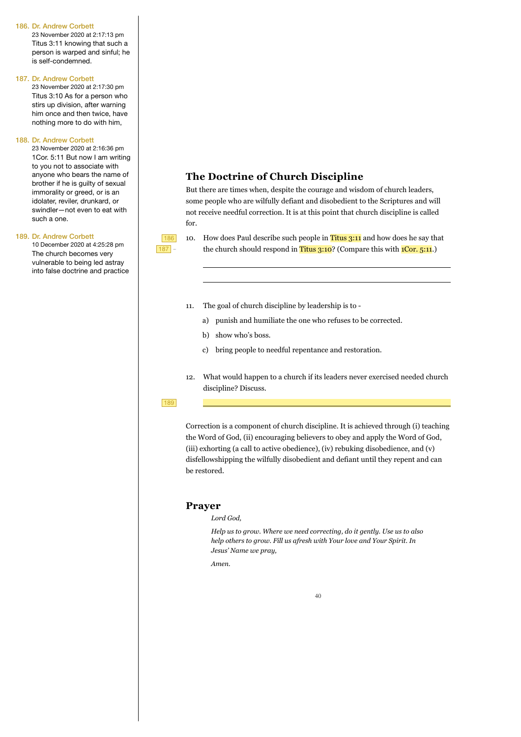## The Doctrine of Church Discipline

But there are times when, despite the courage and wisdom of church leaders, some people who are wilfully defiant and disobedient to the Scriptures and will not receive needful correction. It is at this point that church discipline is called for.

10. How does Paul describe such people in Titus 3:11 and how does he say that the church should respond in Titus 3:10? (Compare this with 1Cor. 5:11.)

_______________________________________________

_______________________________________________

11. The goal of church discipline by leadership is to -

    a) punish and humiliate the one who refuses to be corrected.

    b) show who's boss.

    c) bring people to needful repentance and restoration.

12. What would happen to a church if its leaders never exercised needed church discipline? Discuss.

_______________________________________________

Correction is a component of church discipline. It is achieved through (i) teaching the Word of God, (ii) encouraging believers to obey and apply the Word of God, (iii) exhorting (a call to active obedience), (iv) rebuking disobedience, and (v) disfellowshipping the wilfully disobedient and defiant until they repent and can be restored.

## Prayer

*Lord God,*

*Help us to grow. Where we need correcting, do it gently. Use us to also help others to grow. Fill us afresh with Your love and Your Spirit. In Jesus' Name we pray,*

*Amen.*

---

**Comments:**

186. Dr. Andrew Corbett
23 November 2020 at 2:17:13 pm
Titus 3:11 knowing that such a person is warped and sinful; he is self-condemned.

187. Dr. Andrew Corbett
23 November 2020 at 2:17:30 pm
Titus 3:10 As for a person who stirs up division, after warning him once and then twice, have nothing more to do with him,

188. Dr. Andrew Corbett
23 November 2020 at 2:16:36 pm
1Cor. 5:11 But now I am writing to you not to associate with anyone who bears the name of brother if he is guilty of sexual immorality or greed, or is an idolater, reviler, drunkard, or swindler—not even to eat with such a one.

189. Dr. Andrew Corbett
10 December 2020 at 4:25:28 pm
The church becomes very vulnerable to being led astray into false doctrine and practice